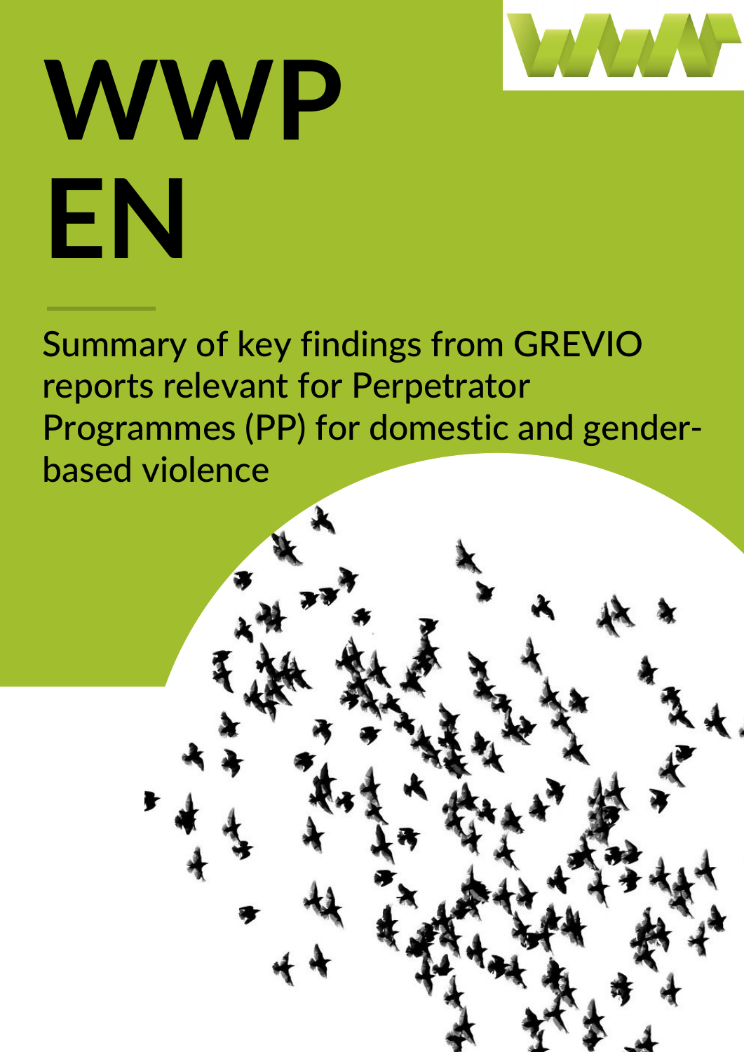# WWP EN

Summary of key findings from GREVIO reports relevant for Perpetrator Programmes (PP) for domestic and gender-based violence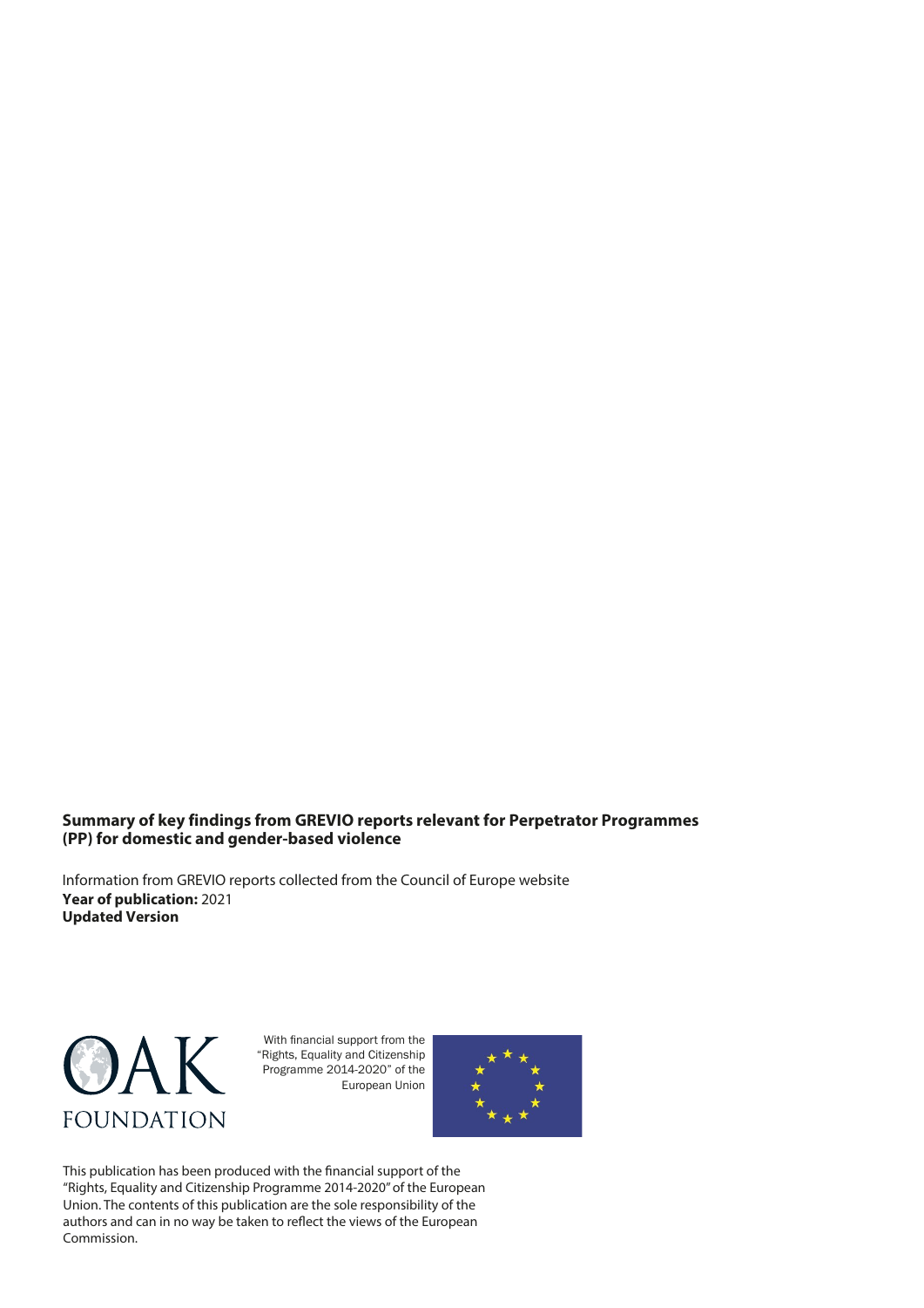**Summary of key findings from GREVIO reports relevant for Perpetrator Programmes (PP) for domestic and gender-based violence**

Information from GREVIO reports collected from the Council of Europe website
**Year of publication:** 2021
**Updated Version**

OAK FOUNDATION

With financial support from the "Rights, Equality and Citizenship Programme 2014-2020" of the European Union

This publication has been produced with the financial support of the "Rights, Equality and Citizenship Programme 2014-2020" of the European Union. The contents of this publication are the sole responsibility of the authors and can in no way be taken to reflect the views of the European Commission.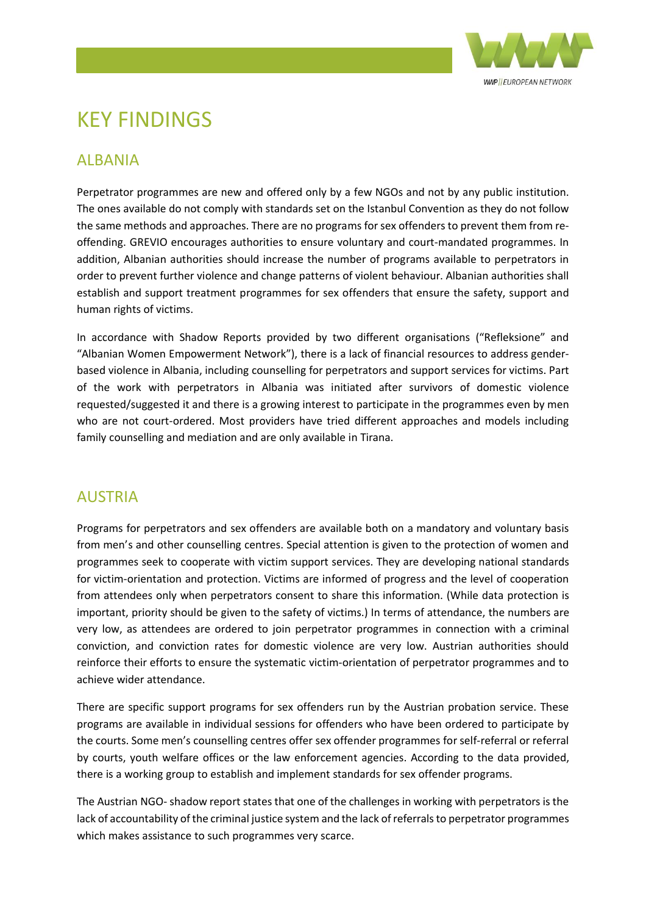# KEY FINDINGS

## ALBANIA

Perpetrator programmes are new and offered only by a few NGOs and not by any public institution. The ones available do not comply with standards set on the Istanbul Convention as they do not follow the same methods and approaches. There are no programs for sex offenders to prevent them from re-offending. GREVIO encourages authorities to ensure voluntary and court-mandated programmes. In addition, Albanian authorities should increase the number of programs available to perpetrators in order to prevent further violence and change patterns of violent behaviour. Albanian authorities shall establish and support treatment programmes for sex offenders that ensure the safety, support and human rights of victims.

In accordance with Shadow Reports provided by two different organisations ("Refleksione" and "Albanian Women Empowerment Network"), there is a lack of financial resources to address gender-based violence in Albania, including counselling for perpetrators and support services for victims. Part of the work with perpetrators in Albania was initiated after survivors of domestic violence requested/suggested it and there is a growing interest to participate in the programmes even by men who are not court-ordered. Most providers have tried different approaches and models including family counselling and mediation and are only available in Tirana.

## AUSTRIA

Programs for perpetrators and sex offenders are available both on a mandatory and voluntary basis from men's and other counselling centres. Special attention is given to the protection of women and programmes seek to cooperate with victim support services. They are developing national standards for victim-orientation and protection. Victims are informed of progress and the level of cooperation from attendees only when perpetrators consent to share this information. (While data protection is important, priority should be given to the safety of victims.) In terms of attendance, the numbers are very low, as attendees are ordered to join perpetrator programmes in connection with a criminal conviction, and conviction rates for domestic violence are very low. Austrian authorities should reinforce their efforts to ensure the systematic victim-orientation of perpetrator programmes and to achieve wider attendance.

There are specific support programs for sex offenders run by the Austrian probation service. These programs are available in individual sessions for offenders who have been ordered to participate by the courts. Some men's counselling centres offer sex offender programmes for self-referral or referral by courts, youth welfare offices or the law enforcement agencies. According to the data provided, there is a working group to establish and implement standards for sex offender programs.

The Austrian NGO- shadow report states that one of the challenges in working with perpetrators is the lack of accountability of the criminal justice system and the lack of referrals to perpetrator programmes which makes assistance to such programmes very scarce.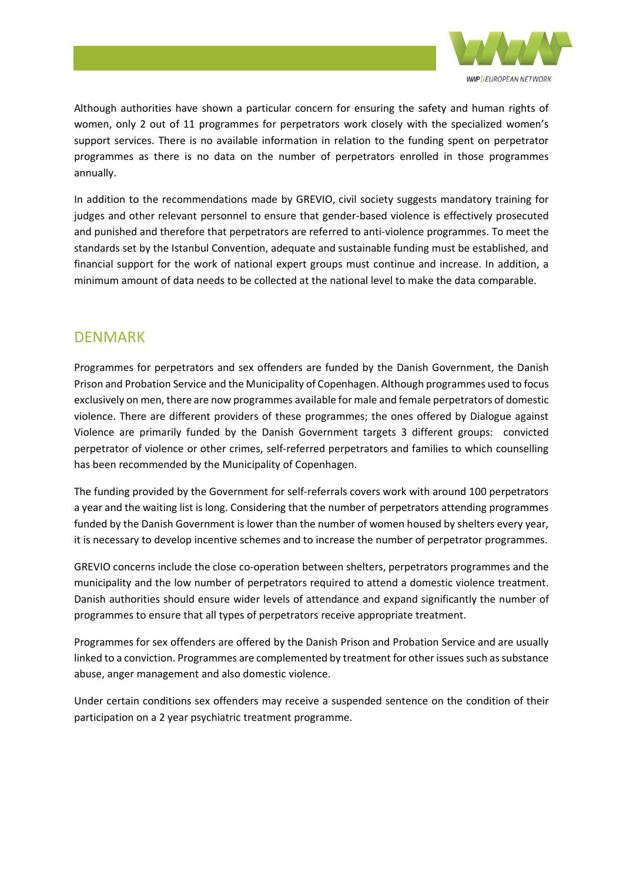Although authorities have shown a particular concern for ensuring the safety and human rights of women, only 2 out of 11 programmes for perpetrators work closely with the specialized women's support services. There is no available information in relation to the funding spent on perpetrator programmes as there is no data on the number of perpetrators enrolled in those programmes annually.

In addition to the recommendations made by GREVIO, civil society suggests mandatory training for judges and other relevant personnel to ensure that gender-based violence is effectively prosecuted and punished and therefore that perpetrators are referred to anti-violence programmes. To meet the standards set by the Istanbul Convention, adequate and sustainable funding must be established, and financial support for the work of national expert groups must continue and increase. In addition, a minimum amount of data needs to be collected at the national level to make the data comparable.

## DENMARK

Programmes for perpetrators and sex offenders are funded by the Danish Government, the Danish Prison and Probation Service and the Municipality of Copenhagen. Although programmes used to focus exclusively on men, there are now programmes available for male and female perpetrators of domestic violence. There are different providers of these programmes; the ones offered by Dialogue against Violence are primarily funded by the Danish Government targets 3 different groups: convicted perpetrator of violence or other crimes, self-referred perpetrators and families to which counselling has been recommended by the Municipality of Copenhagen.

The funding provided by the Government for self-referrals covers work with around 100 perpetrators a year and the waiting list is long. Considering that the number of perpetrators attending programmes funded by the Danish Government is lower than the number of women housed by shelters every year, it is necessary to develop incentive schemes and to increase the number of perpetrator programmes.

GREVIO concerns include the close co-operation between shelters, perpetrators programmes and the municipality and the low number of perpetrators required to attend a domestic violence treatment. Danish authorities should ensure wider levels of attendance and expand significantly the number of programmes to ensure that all types of perpetrators receive appropriate treatment.

Programmes for sex offenders are offered by the Danish Prison and Probation Service and are usually linked to a conviction. Programmes are complemented by treatment for other issues such as substance abuse, anger management and also domestic violence.

Under certain conditions sex offenders may receive a suspended sentence on the condition of their participation on a 2 year psychiatric treatment programme.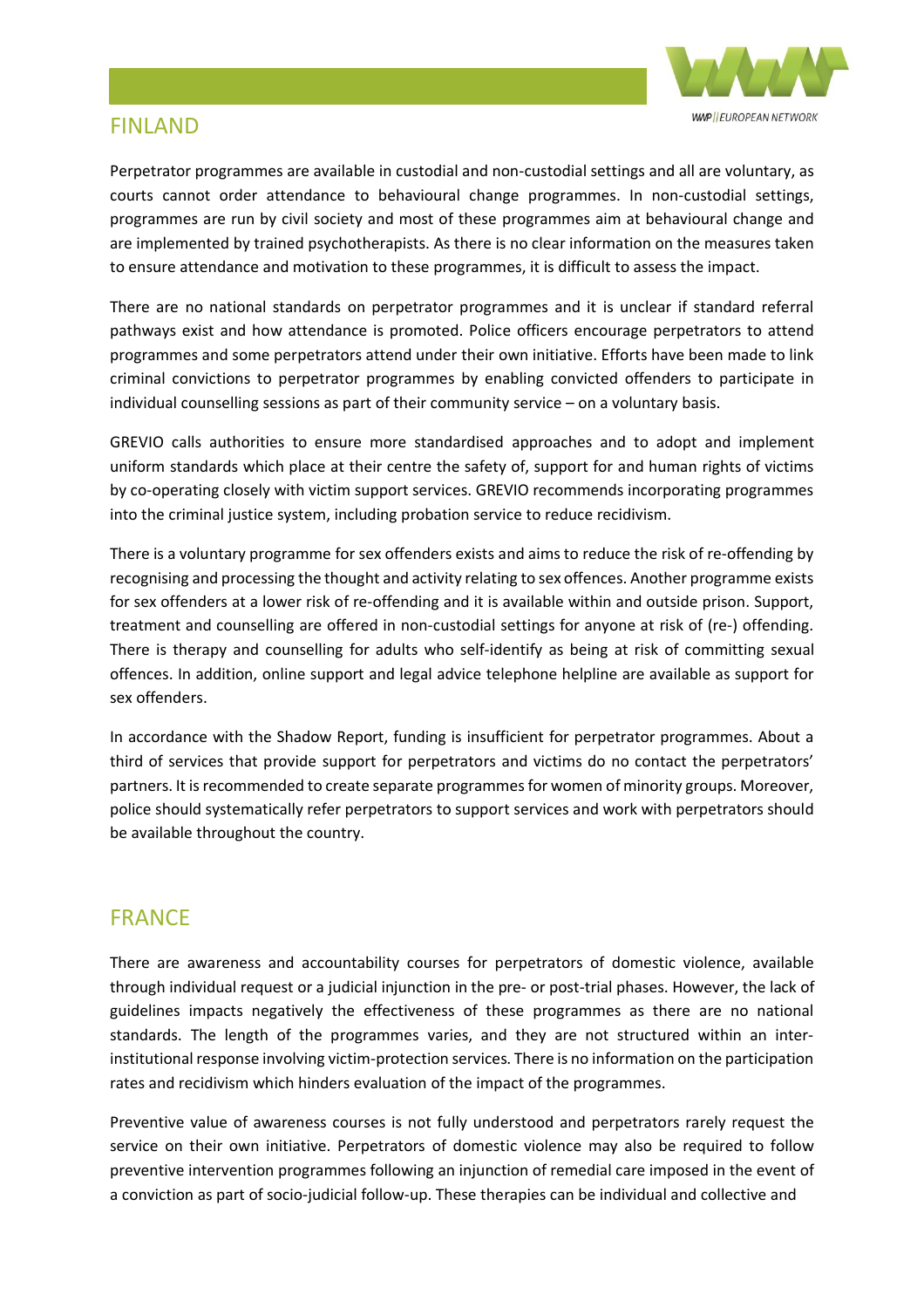## FINLAND

Perpetrator programmes are available in custodial and non-custodial settings and all are voluntary, as courts cannot order attendance to behavioural change programmes. In non-custodial settings, programmes are run by civil society and most of these programmes aim at behavioural change and are implemented by trained psychotherapists. As there is no clear information on the measures taken to ensure attendance and motivation to these programmes, it is difficult to assess the impact.

There are no national standards on perpetrator programmes and it is unclear if standard referral pathways exist and how attendance is promoted. Police officers encourage perpetrators to attend programmes and some perpetrators attend under their own initiative. Efforts have been made to link criminal convictions to perpetrator programmes by enabling convicted offenders to participate in individual counselling sessions as part of their community service – on a voluntary basis.

GREVIO calls authorities to ensure more standardised approaches and to adopt and implement uniform standards which place at their centre the safety of, support for and human rights of victims by co-operating closely with victim support services. GREVIO recommends incorporating programmes into the criminal justice system, including probation service to reduce recidivism.

There is a voluntary programme for sex offenders exists and aims to reduce the risk of re-offending by recognising and processing the thought and activity relating to sex offences. Another programme exists for sex offenders at a lower risk of re-offending and it is available within and outside prison. Support, treatment and counselling are offered in non-custodial settings for anyone at risk of (re-) offending. There is therapy and counselling for adults who self-identify as being at risk of committing sexual offences. In addition, online support and legal advice telephone helpline are available as support for sex offenders.

In accordance with the Shadow Report, funding is insufficient for perpetrator programmes. About a third of services that provide support for perpetrators and victims do no contact the perpetrators' partners. It is recommended to create separate programmes for women of minority groups. Moreover, police should systematically refer perpetrators to support services and work with perpetrators should be available throughout the country.

## FRANCE

There are awareness and accountability courses for perpetrators of domestic violence, available through individual request or a judicial injunction in the pre- or post-trial phases. However, the lack of guidelines impacts negatively the effectiveness of these programmes as there are no national standards. The length of the programmes varies, and they are not structured within an inter-institutional response involving victim-protection services. There is no information on the participation rates and recidivism which hinders evaluation of the impact of the programmes.

Preventive value of awareness courses is not fully understood and perpetrators rarely request the service on their own initiative. Perpetrators of domestic violence may also be required to follow preventive intervention programmes following an injunction of remedial care imposed in the event of a conviction as part of socio-judicial follow-up. These therapies can be individual and collective and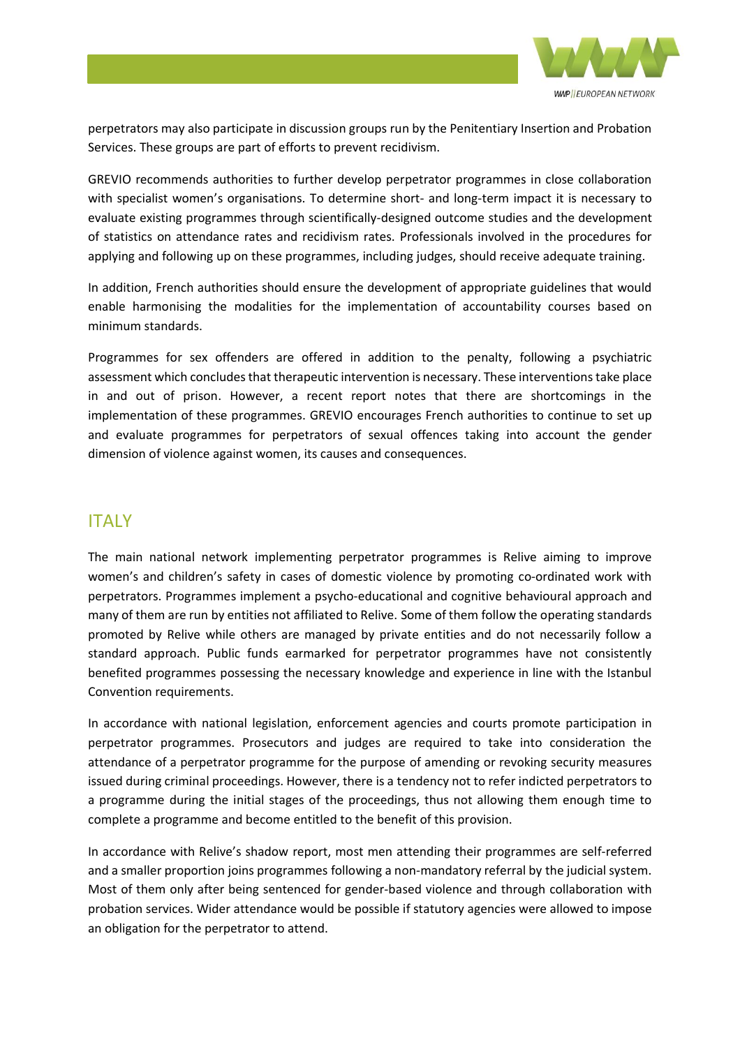perpetrators may also participate in discussion groups run by the Penitentiary Insertion and Probation Services. These groups are part of efforts to prevent recidivism.

GREVIO recommends authorities to further develop perpetrator programmes in close collaboration with specialist women's organisations. To determine short- and long-term impact it is necessary to evaluate existing programmes through scientifically-designed outcome studies and the development of statistics on attendance rates and recidivism rates. Professionals involved in the procedures for applying and following up on these programmes, including judges, should receive adequate training.

In addition, French authorities should ensure the development of appropriate guidelines that would enable harmonising the modalities for the implementation of accountability courses based on minimum standards.

Programmes for sex offenders are offered in addition to the penalty, following a psychiatric assessment which concludes that therapeutic intervention is necessary. These interventions take place in and out of prison. However, a recent report notes that there are shortcomings in the implementation of these programmes. GREVIO encourages French authorities to continue to set up and evaluate programmes for perpetrators of sexual offences taking into account the gender dimension of violence against women, its causes and consequences.

## ITALY

The main national network implementing perpetrator programmes is Relive aiming to improve women's and children's safety in cases of domestic violence by promoting co-ordinated work with perpetrators. Programmes implement a psycho-educational and cognitive behavioural approach and many of them are run by entities not affiliated to Relive. Some of them follow the operating standards promoted by Relive while others are managed by private entities and do not necessarily follow a standard approach. Public funds earmarked for perpetrator programmes have not consistently benefited programmes possessing the necessary knowledge and experience in line with the Istanbul Convention requirements.

In accordance with national legislation, enforcement agencies and courts promote participation in perpetrator programmes. Prosecutors and judges are required to take into consideration the attendance of a perpetrator programme for the purpose of amending or revoking security measures issued during criminal proceedings. However, there is a tendency not to refer indicted perpetrators to a programme during the initial stages of the proceedings, thus not allowing them enough time to complete a programme and become entitled to the benefit of this provision.

In accordance with Relive's shadow report, most men attending their programmes are self-referred and a smaller proportion joins programmes following a non-mandatory referral by the judicial system. Most of them only after being sentenced for gender-based violence and through collaboration with probation services. Wider attendance would be possible if statutory agencies were allowed to impose an obligation for the perpetrator to attend.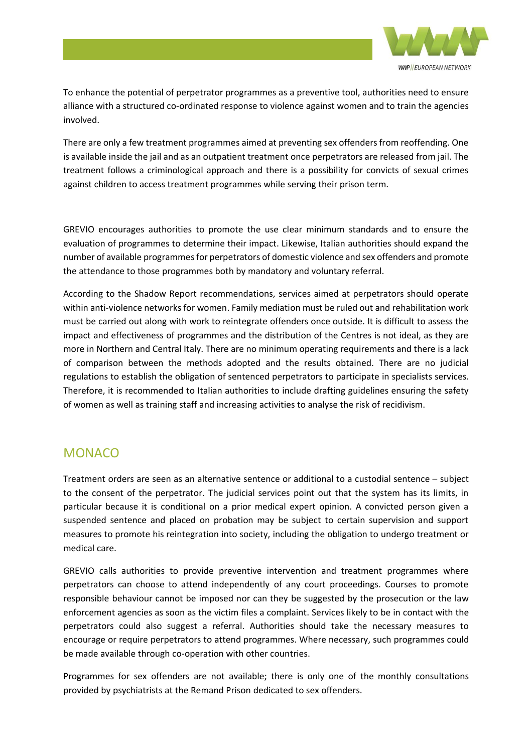To enhance the potential of perpetrator programmes as a preventive tool, authorities need to ensure alliance with a structured co-ordinated response to violence against women and to train the agencies involved.

There are only a few treatment programmes aimed at preventing sex offenders from reoffending. One is available inside the jail and as an outpatient treatment once perpetrators are released from jail. The treatment follows a criminological approach and there is a possibility for convicts of sexual crimes against children to access treatment programmes while serving their prison term.

GREVIO encourages authorities to promote the use clear minimum standards and to ensure the evaluation of programmes to determine their impact. Likewise, Italian authorities should expand the number of available programmes for perpetrators of domestic violence and sex offenders and promote the attendance to those programmes both by mandatory and voluntary referral.

According to the Shadow Report recommendations, services aimed at perpetrators should operate within anti-violence networks for women. Family mediation must be ruled out and rehabilitation work must be carried out along with work to reintegrate offenders once outside. It is difficult to assess the impact and effectiveness of programmes and the distribution of the Centres is not ideal, as they are more in Northern and Central Italy. There are no minimum operating requirements and there is a lack of comparison between the methods adopted and the results obtained. There are no judicial regulations to establish the obligation of sentenced perpetrators to participate in specialists services. Therefore, it is recommended to Italian authorities to include drafting guidelines ensuring the safety of women as well as training staff and increasing activities to analyse the risk of recidivism.

## MONACO

Treatment orders are seen as an alternative sentence or additional to a custodial sentence – subject to the consent of the perpetrator. The judicial services point out that the system has its limits, in particular because it is conditional on a prior medical expert opinion. A convicted person given a suspended sentence and placed on probation may be subject to certain supervision and support measures to promote his reintegration into society, including the obligation to undergo treatment or medical care.

GREVIO calls authorities to provide preventive intervention and treatment programmes where perpetrators can choose to attend independently of any court proceedings. Courses to promote responsible behaviour cannot be imposed nor can they be suggested by the prosecution or the law enforcement agencies as soon as the victim files a complaint. Services likely to be in contact with the perpetrators could also suggest a referral. Authorities should take the necessary measures to encourage or require perpetrators to attend programmes. Where necessary, such programmes could be made available through co-operation with other countries.

Programmes for sex offenders are not available; there is only one of the monthly consultations provided by psychiatrists at the Remand Prison dedicated to sex offenders.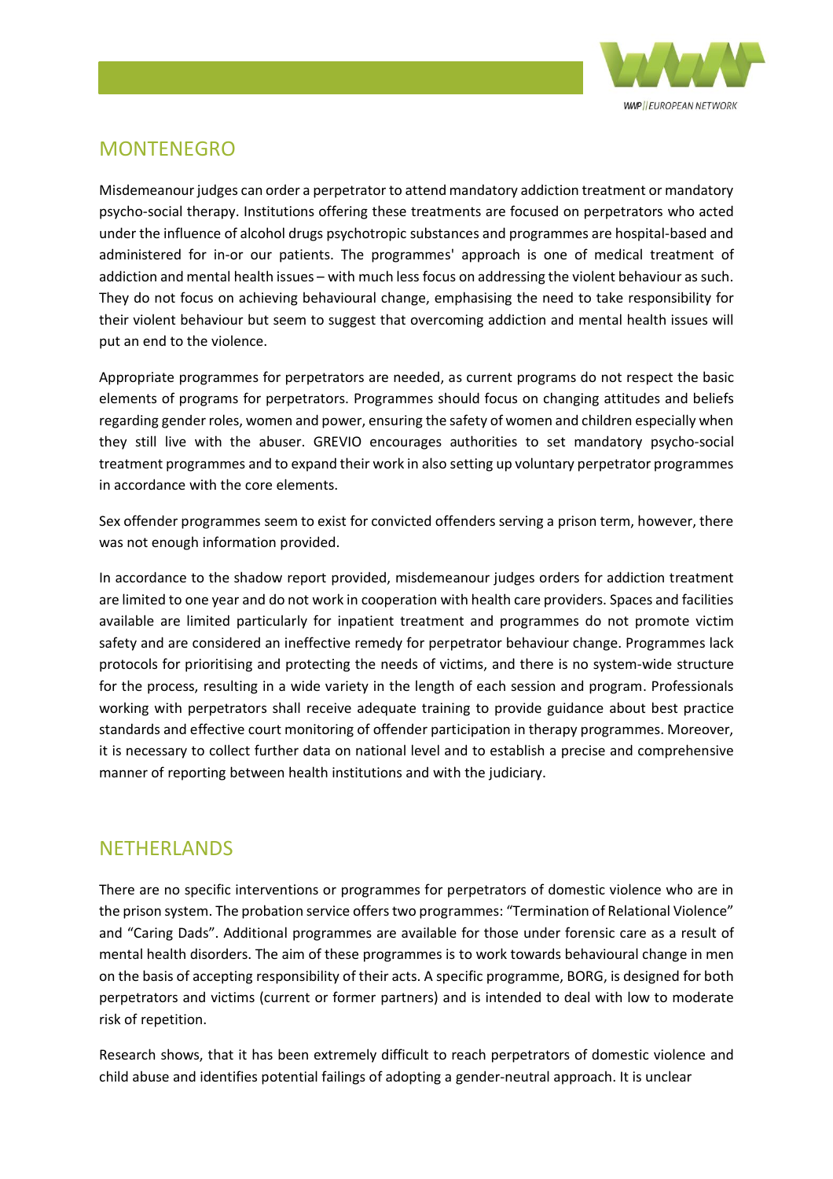## MONTENEGRO

Misdemeanour judges can order a perpetrator to attend mandatory addiction treatment or mandatory psycho-social therapy. Institutions offering these treatments are focused on perpetrators who acted under the influence of alcohol drugs psychotropic substances and programmes are hospital-based and administered for in-or our patients. The programmes' approach is one of medical treatment of addiction and mental health issues – with much less focus on addressing the violent behaviour as such. They do not focus on achieving behavioural change, emphasising the need to take responsibility for their violent behaviour but seem to suggest that overcoming addiction and mental health issues will put an end to the violence.

Appropriate programmes for perpetrators are needed, as current programs do not respect the basic elements of programs for perpetrators. Programmes should focus on changing attitudes and beliefs regarding gender roles, women and power, ensuring the safety of women and children especially when they still live with the abuser. GREVIO encourages authorities to set mandatory psycho-social treatment programmes and to expand their work in also setting up voluntary perpetrator programmes in accordance with the core elements.

Sex offender programmes seem to exist for convicted offenders serving a prison term, however, there was not enough information provided.

In accordance to the shadow report provided, misdemeanour judges orders for addiction treatment are limited to one year and do not work in cooperation with health care providers. Spaces and facilities available are limited particularly for inpatient treatment and programmes do not promote victim safety and are considered an ineffective remedy for perpetrator behaviour change. Programmes lack protocols for prioritising and protecting the needs of victims, and there is no system-wide structure for the process, resulting in a wide variety in the length of each session and program. Professionals working with perpetrators shall receive adequate training to provide guidance about best practice standards and effective court monitoring of offender participation in therapy programmes. Moreover, it is necessary to collect further data on national level and to establish a precise and comprehensive manner of reporting between health institutions and with the judiciary.

## NETHERLANDS

There are no specific interventions or programmes for perpetrators of domestic violence who are in the prison system. The probation service offers two programmes: "Termination of Relational Violence" and "Caring Dads". Additional programmes are available for those under forensic care as a result of mental health disorders. The aim of these programmes is to work towards behavioural change in men on the basis of accepting responsibility of their acts. A specific programme, BORG, is designed for both perpetrators and victims (current or former partners) and is intended to deal with low to moderate risk of repetition.

Research shows, that it has been extremely difficult to reach perpetrators of domestic violence and child abuse and identifies potential failings of adopting a gender-neutral approach. It is unclear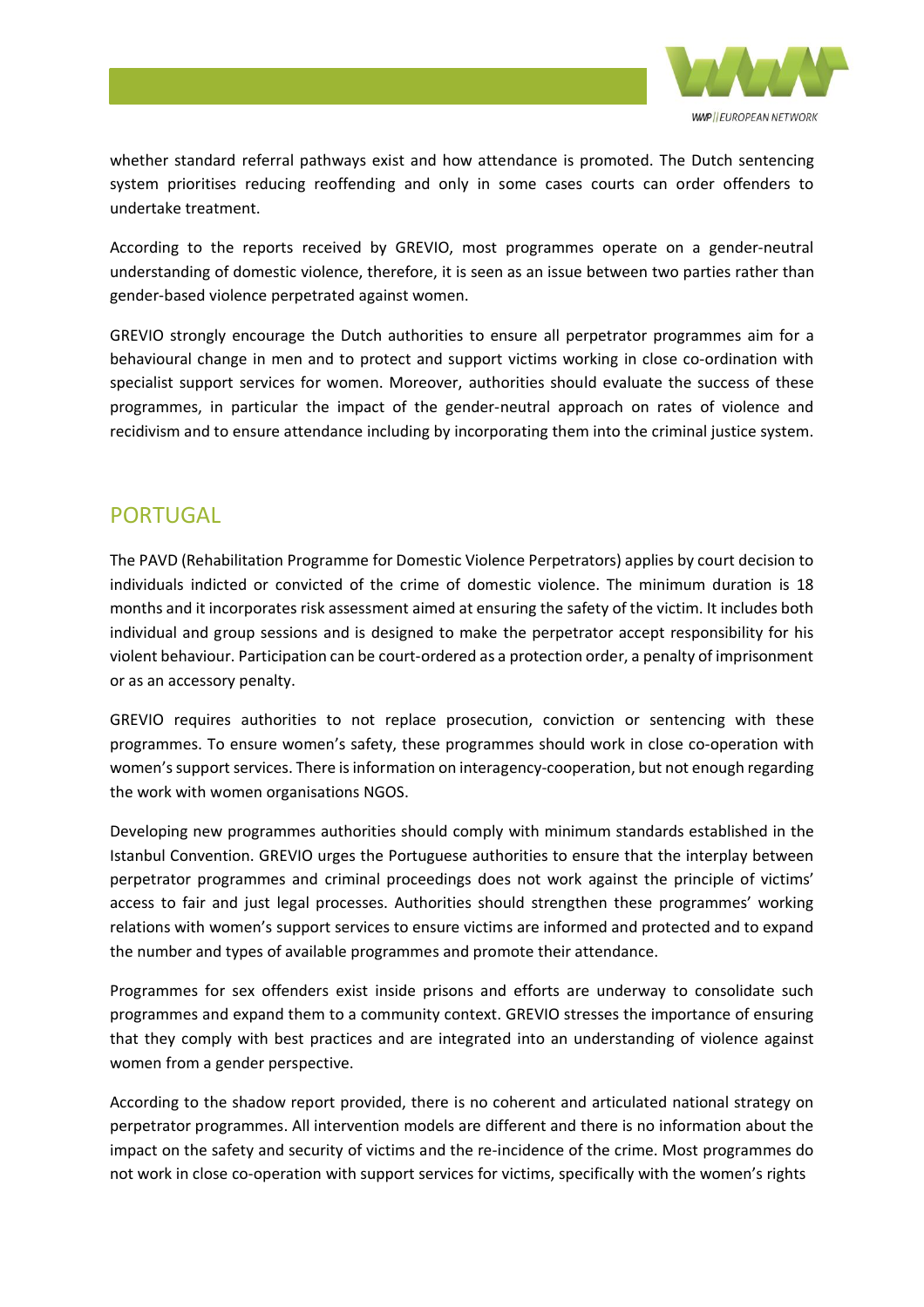whether standard referral pathways exist and how attendance is promoted. The Dutch sentencing system prioritises reducing reoffending and only in some cases courts can order offenders to undertake treatment.

According to the reports received by GREVIO, most programmes operate on a gender-neutral understanding of domestic violence, therefore, it is seen as an issue between two parties rather than gender-based violence perpetrated against women.

GREVIO strongly encourage the Dutch authorities to ensure all perpetrator programmes aim for a behavioural change in men and to protect and support victims working in close co-ordination with specialist support services for women. Moreover, authorities should evaluate the success of these programmes, in particular the impact of the gender-neutral approach on rates of violence and recidivism and to ensure attendance including by incorporating them into the criminal justice system.

## PORTUGAL

The PAVD (Rehabilitation Programme for Domestic Violence Perpetrators) applies by court decision to individuals indicted or convicted of the crime of domestic violence. The minimum duration is 18 months and it incorporates risk assessment aimed at ensuring the safety of the victim. It includes both individual and group sessions and is designed to make the perpetrator accept responsibility for his violent behaviour. Participation can be court-ordered as a protection order, a penalty of imprisonment or as an accessory penalty.

GREVIO requires authorities to not replace prosecution, conviction or sentencing with these programmes. To ensure women's safety, these programmes should work in close co-operation with women's support services. There is information on interagency-cooperation, but not enough regarding the work with women organisations NGOS.

Developing new programmes authorities should comply with minimum standards established in the Istanbul Convention. GREVIO urges the Portuguese authorities to ensure that the interplay between perpetrator programmes and criminal proceedings does not work against the principle of victims' access to fair and just legal processes. Authorities should strengthen these programmes' working relations with women's support services to ensure victims are informed and protected and to expand the number and types of available programmes and promote their attendance.

Programmes for sex offenders exist inside prisons and efforts are underway to consolidate such programmes and expand them to a community context. GREVIO stresses the importance of ensuring that they comply with best practices and are integrated into an understanding of violence against women from a gender perspective.

According to the shadow report provided, there is no coherent and articulated national strategy on perpetrator programmes. All intervention models are different and there is no information about the impact on the safety and security of victims and the re-incidence of the crime. Most programmes do not work in close co-operation with support services for victims, specifically with the women's rights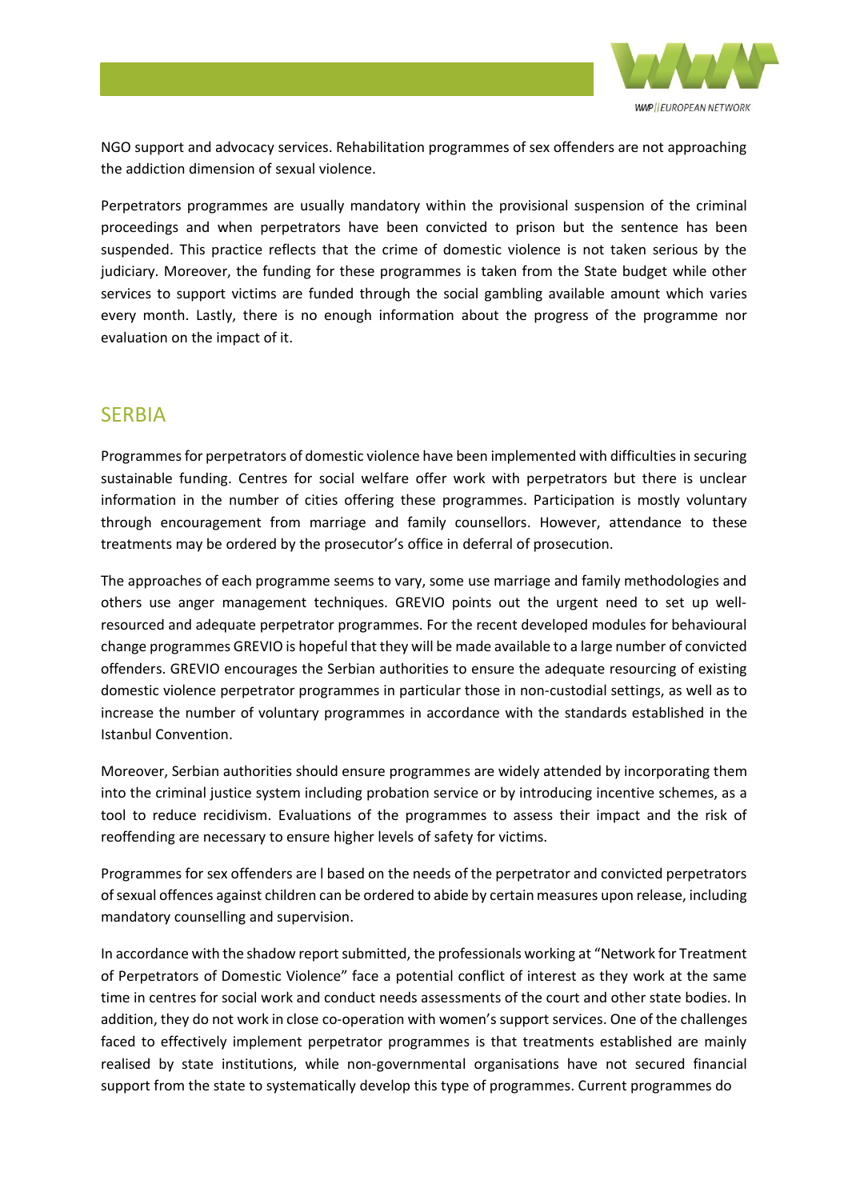NGO support and advocacy services. Rehabilitation programmes of sex offenders are not approaching the addiction dimension of sexual violence.

Perpetrators programmes are usually mandatory within the provisional suspension of the criminal proceedings and when perpetrators have been convicted to prison but the sentence has been suspended. This practice reflects that the crime of domestic violence is not taken serious by the judiciary. Moreover, the funding for these programmes is taken from the State budget while other services to support victims are funded through the social gambling available amount which varies every month. Lastly, there is no enough information about the progress of the programme nor evaluation on the impact of it.

## SERBIA

Programmes for perpetrators of domestic violence have been implemented with difficulties in securing sustainable funding. Centres for social welfare offer work with perpetrators but there is unclear information in the number of cities offering these programmes. Participation is mostly voluntary through encouragement from marriage and family counsellors. However, attendance to these treatments may be ordered by the prosecutor's office in deferral of prosecution.

The approaches of each programme seems to vary, some use marriage and family methodologies and others use anger management techniques. GREVIO points out the urgent need to set up well-resourced and adequate perpetrator programmes. For the recent developed modules for behavioural change programmes GREVIO is hopeful that they will be made available to a large number of convicted offenders. GREVIO encourages the Serbian authorities to ensure the adequate resourcing of existing domestic violence perpetrator programmes in particular those in non-custodial settings, as well as to increase the number of voluntary programmes in accordance with the standards established in the Istanbul Convention.

Moreover, Serbian authorities should ensure programmes are widely attended by incorporating them into the criminal justice system including probation service or by introducing incentive schemes, as a tool to reduce recidivism. Evaluations of the programmes to assess their impact and the risk of reoffending are necessary to ensure higher levels of safety for victims.

Programmes for sex offenders are l based on the needs of the perpetrator and convicted perpetrators of sexual offences against children can be ordered to abide by certain measures upon release, including mandatory counselling and supervision.

In accordance with the shadow report submitted, the professionals working at "Network for Treatment of Perpetrators of Domestic Violence" face a potential conflict of interest as they work at the same time in centres for social work and conduct needs assessments of the court and other state bodies. In addition, they do not work in close co-operation with women's support services. One of the challenges faced to effectively implement perpetrator programmes is that treatments established are mainly realised by state institutions, while non-governmental organisations have not secured financial support from the state to systematically develop this type of programmes. Current programmes do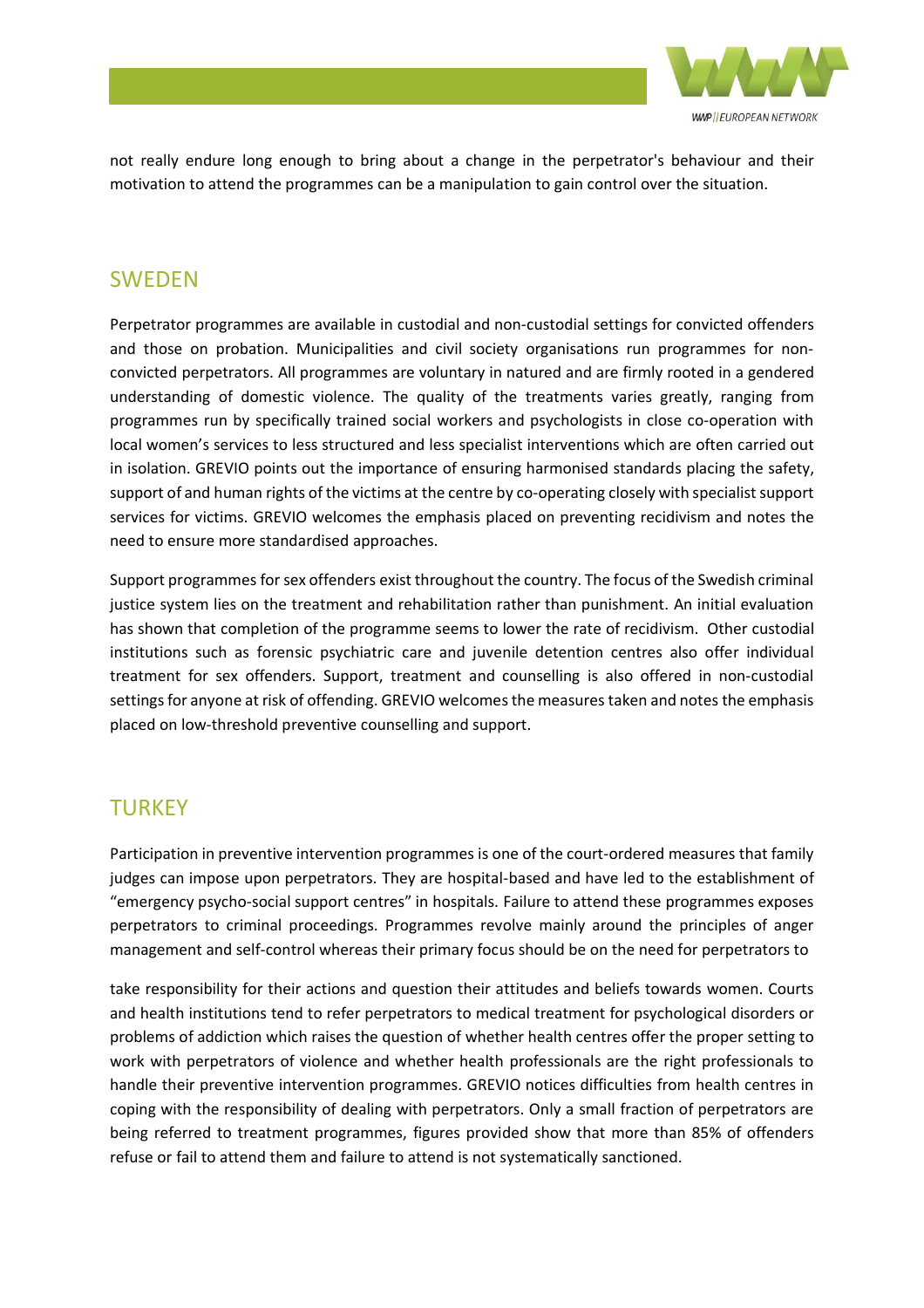not really endure long enough to bring about a change in the perpetrator's behaviour and their motivation to attend the programmes can be a manipulation to gain control over the situation.

## SWEDEN

Perpetrator programmes are available in custodial and non-custodial settings for convicted offenders and those on probation. Municipalities and civil society organisations run programmes for non-convicted perpetrators. All programmes are voluntary in natured and are firmly rooted in a gendered understanding of domestic violence. The quality of the treatments varies greatly, ranging from programmes run by specifically trained social workers and psychologists in close co-operation with local women's services to less structured and less specialist interventions which are often carried out in isolation. GREVIO points out the importance of ensuring harmonised standards placing the safety, support of and human rights of the victims at the centre by co-operating closely with specialist support services for victims. GREVIO welcomes the emphasis placed on preventing recidivism and notes the need to ensure more standardised approaches.

Support programmes for sex offenders exist throughout the country. The focus of the Swedish criminal justice system lies on the treatment and rehabilitation rather than punishment. An initial evaluation has shown that completion of the programme seems to lower the rate of recidivism. Other custodial institutions such as forensic psychiatric care and juvenile detention centres also offer individual treatment for sex offenders. Support, treatment and counselling is also offered in non-custodial settings for anyone at risk of offending. GREVIO welcomes the measures taken and notes the emphasis placed on low-threshold preventive counselling and support.

## TURKEY

Participation in preventive intervention programmes is one of the court-ordered measures that family judges can impose upon perpetrators. They are hospital-based and have led to the establishment of "emergency psycho-social support centres" in hospitals. Failure to attend these programmes exposes perpetrators to criminal proceedings. Programmes revolve mainly around the principles of anger management and self-control whereas their primary focus should be on the need for perpetrators to take responsibility for their actions and question their attitudes and beliefs towards women. Courts and health institutions tend to refer perpetrators to medical treatment for psychological disorders or problems of addiction which raises the question of whether health centres offer the proper setting to work with perpetrators of violence and whether health professionals are the right professionals to handle their preventive intervention programmes. GREVIO notices difficulties from health centres in coping with the responsibility of dealing with perpetrators. Only a small fraction of perpetrators are being referred to treatment programmes, figures provided show that more than 85% of offenders refuse or fail to attend them and failure to attend is not systematically sanctioned.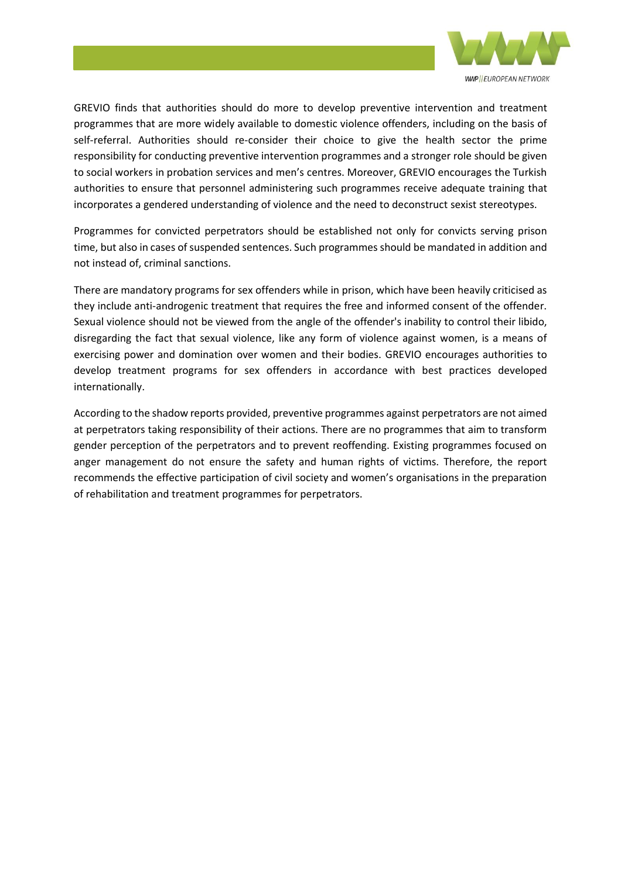GREVIO finds that authorities should do more to develop preventive intervention and treatment programmes that are more widely available to domestic violence offenders, including on the basis of self-referral. Authorities should re-consider their choice to give the health sector the prime responsibility for conducting preventive intervention programmes and a stronger role should be given to social workers in probation services and men's centres. Moreover, GREVIO encourages the Turkish authorities to ensure that personnel administering such programmes receive adequate training that incorporates a gendered understanding of violence and the need to deconstruct sexist stereotypes.

Programmes for convicted perpetrators should be established not only for convicts serving prison time, but also in cases of suspended sentences. Such programmes should be mandated in addition and not instead of, criminal sanctions.

There are mandatory programs for sex offenders while in prison, which have been heavily criticised as they include anti-androgenic treatment that requires the free and informed consent of the offender. Sexual violence should not be viewed from the angle of the offender's inability to control their libido, disregarding the fact that sexual violence, like any form of violence against women, is a means of exercising power and domination over women and their bodies. GREVIO encourages authorities to develop treatment programs for sex offenders in accordance with best practices developed internationally.

According to the shadow reports provided, preventive programmes against perpetrators are not aimed at perpetrators taking responsibility of their actions. There are no programmes that aim to transform gender perception of the perpetrators and to prevent reoffending. Existing programmes focused on anger management do not ensure the safety and human rights of victims. Therefore, the report recommends the effective participation of civil society and women's organisations in the preparation of rehabilitation and treatment programmes for perpetrators.